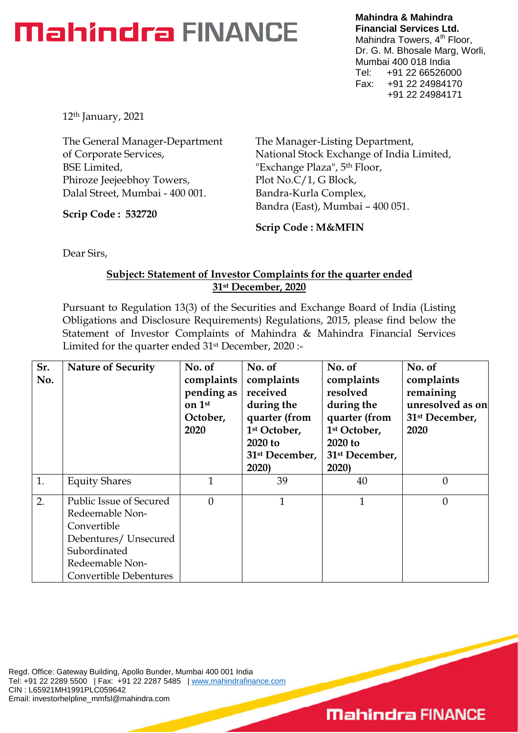# Mahindra FINANCE

**Mahindra & Mahindra Financial Services Ltd.**
Mahindra Towers, 4th Floor,
Dr. G. M. Bhosale Marg, Worli,
Mumbai 400 018 India
Tel: +91 22 66526000
Fax: +91 22 24984170
+91 22 24984171

12th January, 2021

The General Manager-Department of Corporate Services,
BSE Limited,
Phiroze Jeejeebhoy Towers,
Dalal Street, Mumbai - 400 001.

**Scrip Code : 532720**

The Manager-Listing Department,
National Stock Exchange of India Limited,
"Exchange Plaza", 5th Floor,
Plot No.C/1, G Block,
Bandra-Kurla Complex,
Bandra (East), Mumbai – 400 051.

**Scrip Code : M&MFIN**

Dear Sirs,

**Subject: Statement of Investor Complaints for the quarter ended 31st December, 2020**

Pursuant to Regulation 13(3) of the Securities and Exchange Board of India (Listing Obligations and Disclosure Requirements) Regulations, 2015, please find below the Statement of Investor Complaints of Mahindra & Mahindra Financial Services Limited for the quarter ended 31st December, 2020 :-

| Sr. No. | Nature of Security | No. of complaints pending as on 1st October, 2020 | No. of complaints received during the quarter (from 1st October, 2020 to 31st December, 2020) | No. of complaints resolved during the quarter (from 1st October, 2020 to 31st December, 2020) | No. of complaints remaining unresolved as on 31st December, 2020 |
|---|---|---|---|---|---|
| 1. | Equity Shares | 1 | 39 | 40 | 0 |
| 2. | Public Issue of Secured Redeemable Non-Convertible Debentures/ Unsecured Subordinated Redeemable Non-Convertible Debentures | 0 | 1 | 1 | 0 |

Regd. Office: Gateway Building, Apollo Bunder, Mumbai 400 001 India
Tel: +91 22 2289 5500 | Fax: +91 22 2287 5485 | www.mahindrafinance.com
CIN : L65921MH1991PLC059642
Email: investorhelpline_mmfsl@mahindra.com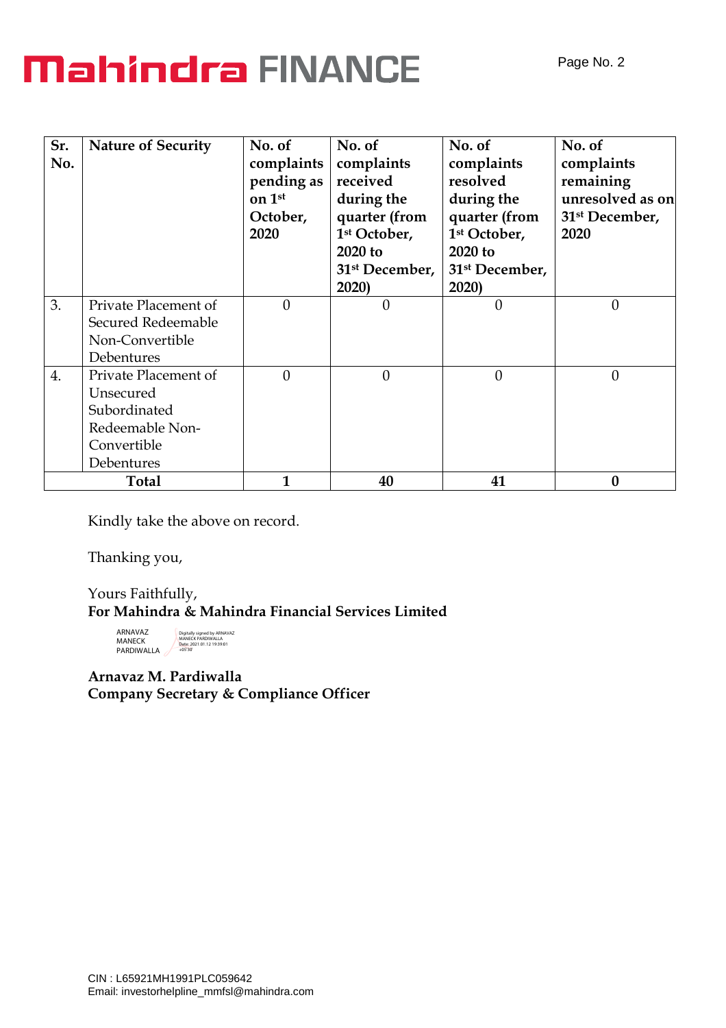| Sr. No. | Nature of Security | No. of complaints pending as on 1st October, 2020 | No. of complaints received during the quarter (from 1st October, 2020 to 31st December, 2020) | No. of complaints resolved during the quarter (from 1st October, 2020 to 31st December, 2020) | No. of complaints remaining unresolved as on 31st December, 2020 |
|---|---|---|---|---|---|
| 3. | Private Placement of Secured Redeemable Non-Convertible Debentures | 0 | 0 | 0 | 0 |
| 4. | Private Placement of Unsecured Subordinated Redeemable Non-Convertible Debentures | 0 | 0 | 0 | 0 |
| **Total** | | **1** | **40** | **41** | **0** |

Kindly take the above on record.

Thanking you,

Yours Faithfully,
**For Mahindra & Mahindra Financial Services Limited**

ARNAVAZ MANECK PARDIWALLA
Digitally signed by ARNAVAZ MANECK PARDIWALLA
Date: 2021.01.12 19:39:01 +05'30'

**Arnavaz M. Pardiwalla**
**Company Secretary & Compliance Officer**

CIN : L65921MH1991PLC059642
Email: investorhelpline_mmfsl@mahindra.com